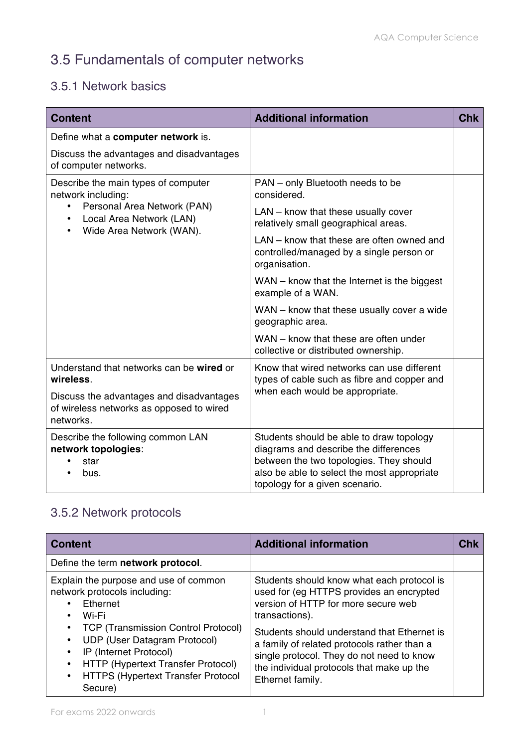# 3.5 Fundamentals of computer networks

## 3.5.1 Network basics

| Content | Additional information | Chk |
|---|---|---|
| Define what a **computer network** is.<br><br>Discuss the advantages and disadvantages of computer networks. | | |
| Describe the main types of computer network including:<br>• Personal Area Network (PAN)<br>• Local Area Network (LAN)<br>• Wide Area Network (WAN). | PAN – only Bluetooth needs to be considered.<br><br>LAN – know that these usually cover relatively small geographical areas.<br><br>LAN – know that these are often owned and controlled/managed by a single person or organisation.<br><br>WAN – know that the Internet is the biggest example of a WAN.<br><br>WAN – know that these usually cover a wide geographic area.<br><br>WAN – know that these are often under collective or distributed ownership. | |
| Understand that networks can be **wired** or **wireless**.<br><br>Discuss the advantages and disadvantages of wireless networks as opposed to wired networks. | Know that wired networks can use different types of cable such as fibre and copper and when each would be appropriate. | |
| Describe the following common LAN **network topologies**:<br>• star<br>• bus. | Students should be able to draw topology diagrams and describe the differences between the two topologies. They should also be able to select the most appropriate topology for a given scenario. | |

## 3.5.2 Network protocols

| Content | Additional information | Chk |
|---|---|---|
| Define the term **network protocol**. | | |
| Explain the purpose and use of common network protocols including:<br>• Ethernet<br>• Wi-Fi<br>• TCP (Transmission Control Protocol)<br>• UDP (User Datagram Protocol)<br>• IP (Internet Protocol)<br>• HTTP (Hypertext Transfer Protocol)<br>• HTTPS (Hypertext Transfer Protocol Secure) | Students should know what each protocol is used for (eg HTTPS provides an encrypted version of HTTP for more secure web transactions).<br><br>Students should understand that Ethernet is a family of related protocols rather than a single protocol. They do not need to know the individual protocols that make up the Ethernet family. | |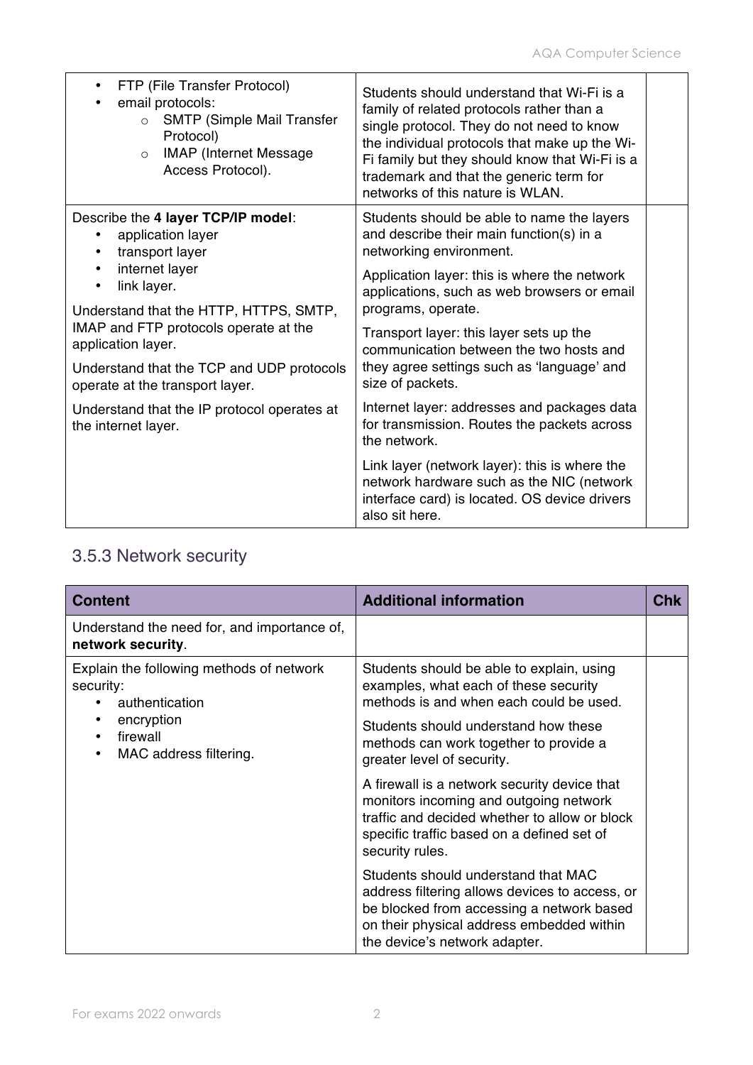| | | |
|---|---|---|
| • FTP (File Transfer Protocol)<br>• email protocols:<br>  ○ SMTP (Simple Mail Transfer Protocol)<br>  ○ IMAP (Internet Message Access Protocol). | Students should understand that Wi-Fi is a family of related protocols rather than a single protocol. They do not need to know the individual protocols that make up the Wi-Fi family but they should know that Wi-Fi is a trademark and that the generic term for networks of this nature is WLAN. | |
| Describe the **4 layer TCP/IP model**:<br>• application layer<br>• transport layer<br>• internet layer<br>• link layer.<br><br>Understand that the HTTP, HTTPS, SMTP, IMAP and FTP protocols operate at the application layer.<br><br>Understand that the TCP and UDP protocols operate at the transport layer.<br><br>Understand that the IP protocol operates at the internet layer. | Students should be able to name the layers and describe their main function(s) in a networking environment.<br><br>Application layer: this is where the network applications, such as web browsers or email programs, operate.<br><br>Transport layer: this layer sets up the communication between the two hosts and they agree settings such as 'language' and size of packets.<br><br>Internet layer: addresses and packages data for transmission. Routes the packets across the network.<br><br>Link layer (network layer): this is where the network hardware such as the NIC (network interface card) is located. OS device drivers also sit here. | |

## 3.5.3 Network security

| Content | Additional information | Chk |
|---|---|---|
| Understand the need for, and importance of, **network security**. | | |
| Explain the following methods of network security:<br>• authentication<br>• encryption<br>• firewall<br>• MAC address filtering. | Students should be able to explain, using examples, what each of these security methods is and when each could be used.<br><br>Students should understand how these methods can work together to provide a greater level of security.<br><br>A firewall is a network security device that monitors incoming and outgoing network traffic and decided whether to allow or block specific traffic based on a defined set of security rules.<br><br>Students should understand that MAC address filtering allows devices to access, or be blocked from accessing a network based on their physical address embedded within the device's network adapter. | |